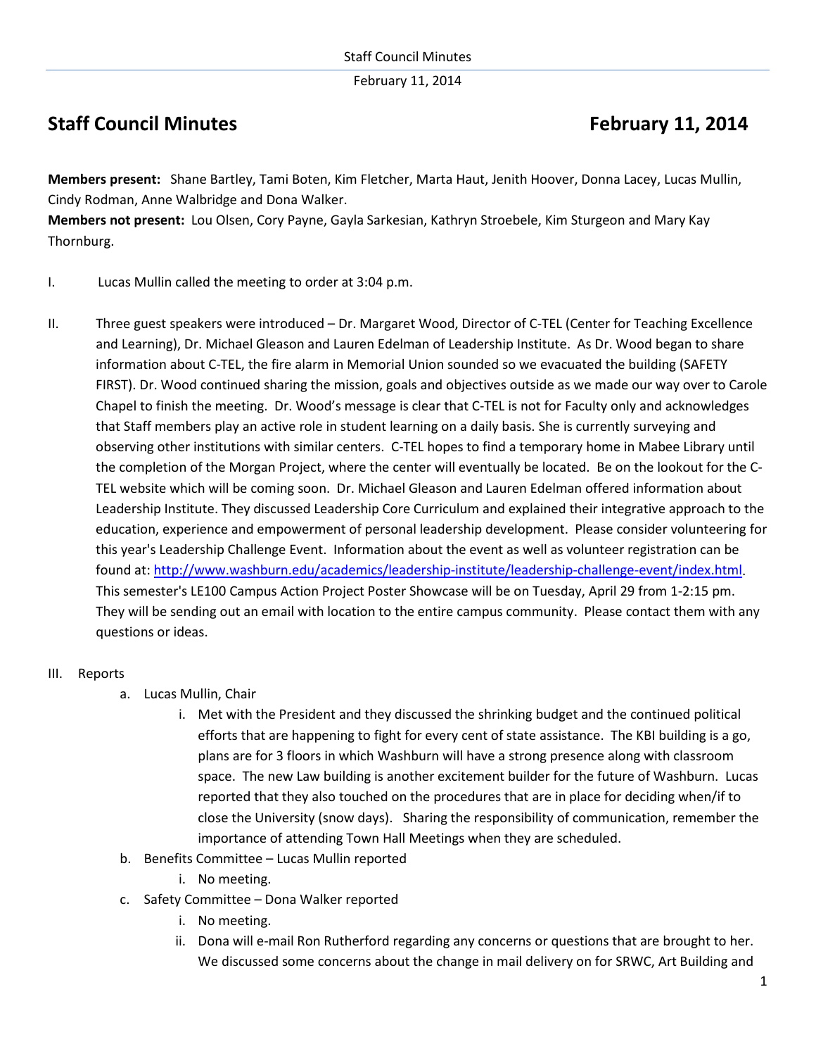# Staff Council Minutes February 11, 2014

**Members present:** Shane Bartley, Tami Boten, Kim Fletcher, Marta Haut, Jenith Hoover, Donna Lacey, Lucas Mullin, Cindy Rodman, Anne Walbridge and Dona Walker.
**Members not present:** Lou Olsen, Cory Payne, Gayla Sarkesian, Kathryn Stroebele, Kim Sturgeon and Mary Kay Thornburg.

I. Lucas Mullin called the meeting to order at 3:04 p.m.

II. Three guest speakers were introduced – Dr. Margaret Wood, Director of C-TEL (Center for Teaching Excellence and Learning), Dr. Michael Gleason and Lauren Edelman of Leadership Institute. As Dr. Wood began to share information about C-TEL, the fire alarm in Memorial Union sounded so we evacuated the building (SAFETY FIRST). Dr. Wood continued sharing the mission, goals and objectives outside as we made our way over to Carole Chapel to finish the meeting. Dr. Wood's message is clear that C-TEL is not for Faculty only and acknowledges that Staff members play an active role in student learning on a daily basis. She is currently surveying and observing other institutions with similar centers. C-TEL hopes to find a temporary home in Mabee Library until the completion of the Morgan Project, where the center will eventually be located. Be on the lookout for the C-TEL website which will be coming soon. Dr. Michael Gleason and Lauren Edelman offered information about Leadership Institute. They discussed Leadership Core Curriculum and explained their integrative approach to the education, experience and empowerment of personal leadership development. Please consider volunteering for this year's Leadership Challenge Event. Information about the event as well as volunteer registration can be found at: http://www.washburn.edu/academics/leadership-institute/leadership-challenge-event/index.html. This semester's LE100 Campus Action Project Poster Showcase will be on Tuesday, April 29 from 1-2:15 pm. They will be sending out an email with location to the entire campus community. Please contact them with any questions or ideas.

III. Reports

a. Lucas Mullin, Chair
   i. Met with the President and they discussed the shrinking budget and the continued political efforts that are happening to fight for every cent of state assistance. The KBI building is a go, plans are for 3 floors in which Washburn will have a strong presence along with classroom space. The new Law building is another excitement builder for the future of Washburn. Lucas reported that they also touched on the procedures that are in place for deciding when/if to close the University (snow days). Sharing the responsibility of communication, remember the importance of attending Town Hall Meetings when they are scheduled.

b. Benefits Committee – Lucas Mullin reported
   i. No meeting.

c. Safety Committee – Dona Walker reported
   i. No meeting.
   ii. Dona will e-mail Ron Rutherford regarding any concerns or questions that are brought to her. We discussed some concerns about the change in mail delivery on for SRWC, Art Building and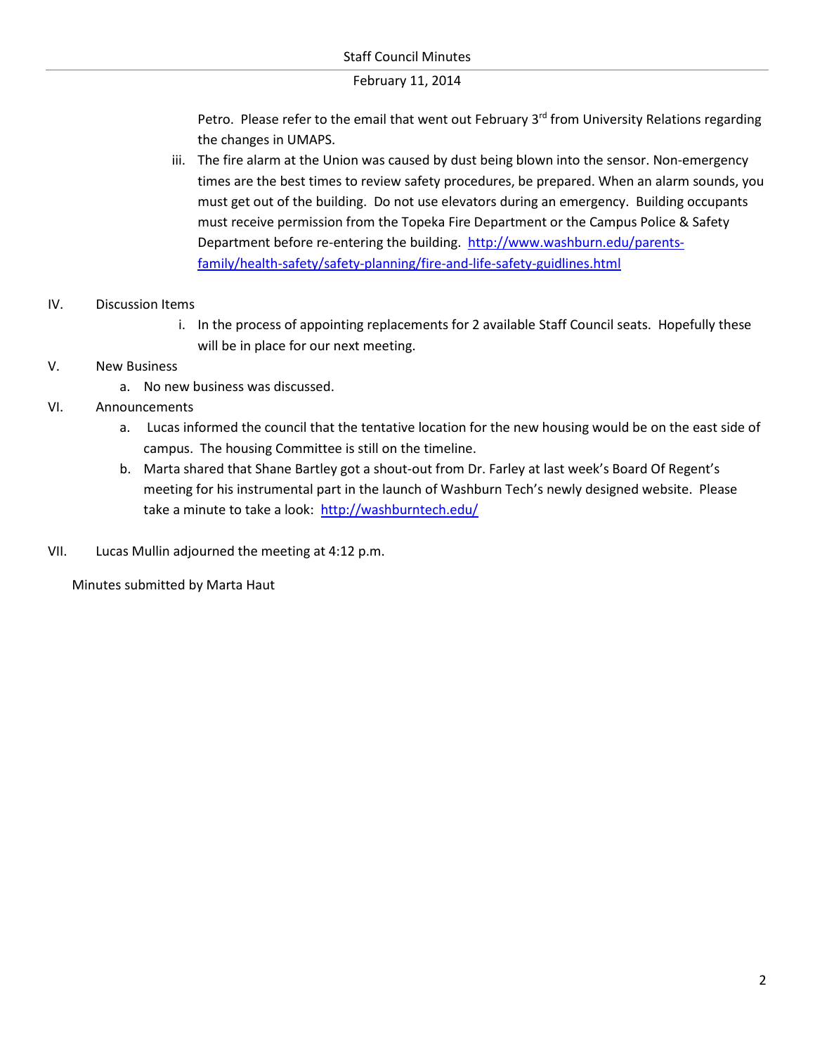Petro. Please refer to the email that went out February 3rd from University Relations regarding the changes in UMAPS.

iii. The fire alarm at the Union was caused by dust being blown into the sensor. Non-emergency times are the best times to review safety procedures, be prepared. When an alarm sounds, you must get out of the building. Do not use elevators during an emergency. Building occupants must receive permission from the Topeka Fire Department or the Campus Police & Safety Department before re-entering the building. http://www.washburn.edu/parents-family/health-safety/safety-planning/fire-and-life-safety-guidlines.html

IV. Discussion Items

i. In the process of appointing replacements for 2 available Staff Council seats. Hopefully these will be in place for our next meeting.

V. New Business

a. No new business was discussed.

VI. Announcements

a. Lucas informed the council that the tentative location for the new housing would be on the east side of campus. The housing Committee is still on the timeline.

b. Marta shared that Shane Bartley got a shout-out from Dr. Farley at last week's Board Of Regent's meeting for his instrumental part in the launch of Washburn Tech's newly designed website. Please take a minute to take a look: http://washburntech.edu/

VII. Lucas Mullin adjourned the meeting at 4:12 p.m.

Minutes submitted by Marta Haut